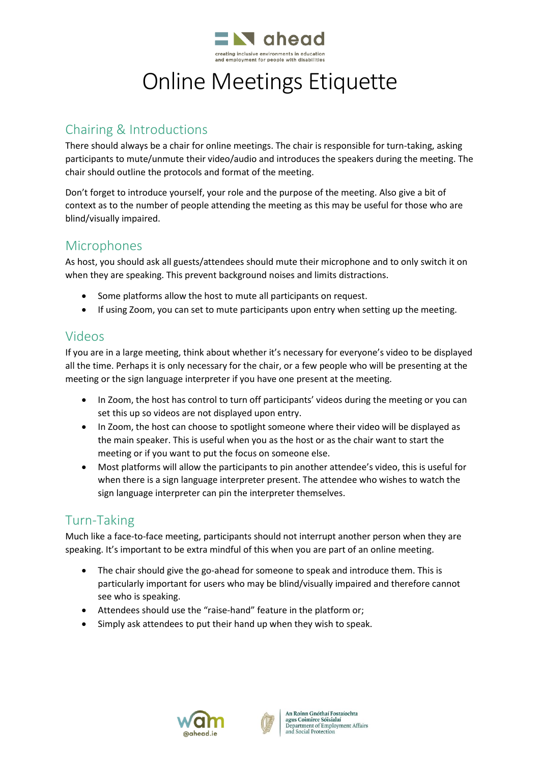# Online Meetings Etiquette

## Chairing & Introductions

There should always be a chair for online meetings. The chair is responsible for turn-taking, asking participants to mute/unmute their video/audio and introduces the speakers during the meeting. The chair should outline the protocols and format of the meeting.

Don't forget to introduce yourself, your role and the purpose of the meeting. Also give a bit of context as to the number of people attending the meeting as this may be useful for those who are blind/visually impaired.

## Microphones

As host, you should ask all guests/attendees should mute their microphone and to only switch it on when they are speaking. This prevent background noises and limits distractions.

- Some platforms allow the host to mute all participants on request.
- If using Zoom, you can set to mute participants upon entry when setting up the meeting.

## Videos

If you are in a large meeting, think about whether it's necessary for everyone's video to be displayed all the time. Perhaps it is only necessary for the chair, or a few people who will be presenting at the meeting or the sign language interpreter if you have one present at the meeting.

- In Zoom, the host has control to turn off participants' videos during the meeting or you can set this up so videos are not displayed upon entry.
- In Zoom, the host can choose to spotlight someone where their video will be displayed as the main speaker. This is useful when you as the host or as the chair want to start the meeting or if you want to put the focus on someone else.
- Most platforms will allow the participants to pin another attendee's video, this is useful for when there is a sign language interpreter present. The attendee who wishes to watch the sign language interpreter can pin the interpreter themselves.

## Turn-Taking

Much like a face-to-face meeting, participants should not interrupt another person when they are speaking. It's important to be extra mindful of this when you are part of an online meeting.

- The chair should give the go-ahead for someone to speak and introduce them. This is particularly important for users who may be blind/visually impaired and therefore cannot see who is speaking.
- Attendees should use the "raise-hand" feature in the platform or;
- Simply ask attendees to put their hand up when they wish to speak.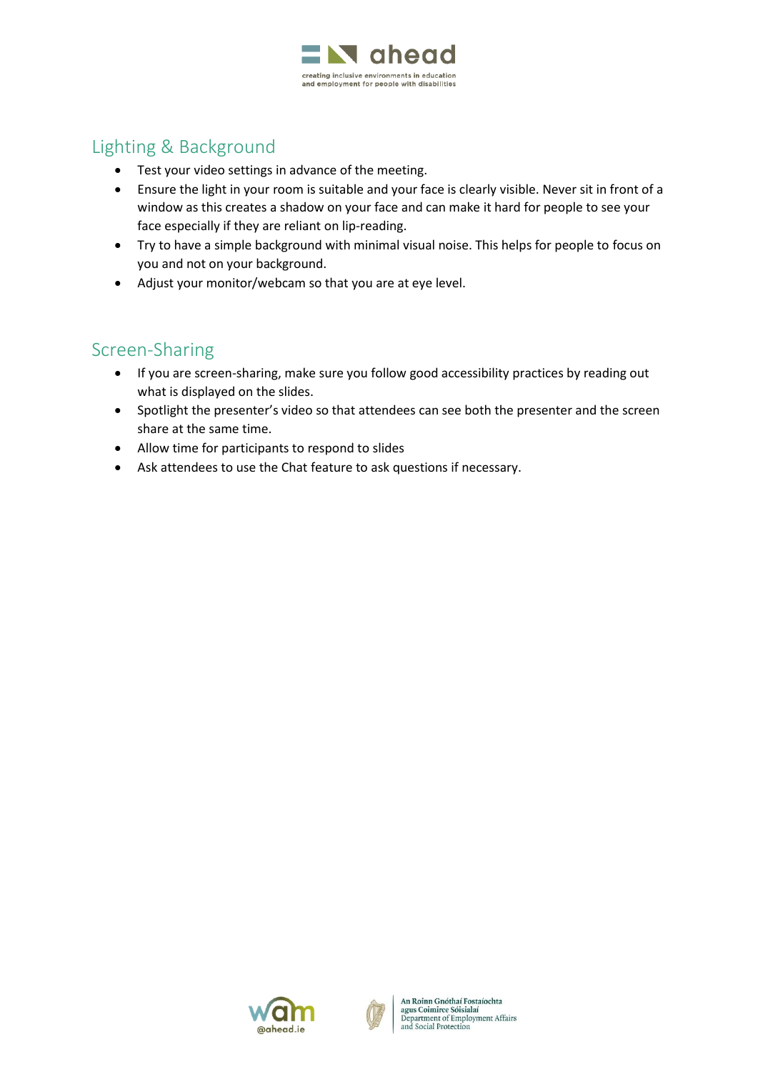## Lighting & Background

- Test your video settings in advance of the meeting.
- Ensure the light in your room is suitable and your face is clearly visible. Never sit in front of a window as this creates a shadow on your face and can make it hard for people to see your face especially if they are reliant on lip-reading.
- Try to have a simple background with minimal visual noise. This helps for people to focus on you and not on your background.
- Adjust your monitor/webcam so that you are at eye level.

## Screen-Sharing

- If you are screen-sharing, make sure you follow good accessibility practices by reading out what is displayed on the slides.
- Spotlight the presenter's video so that attendees can see both the presenter and the screen share at the same time.
- Allow time for participants to respond to slides
- Ask attendees to use the Chat feature to ask questions if necessary.